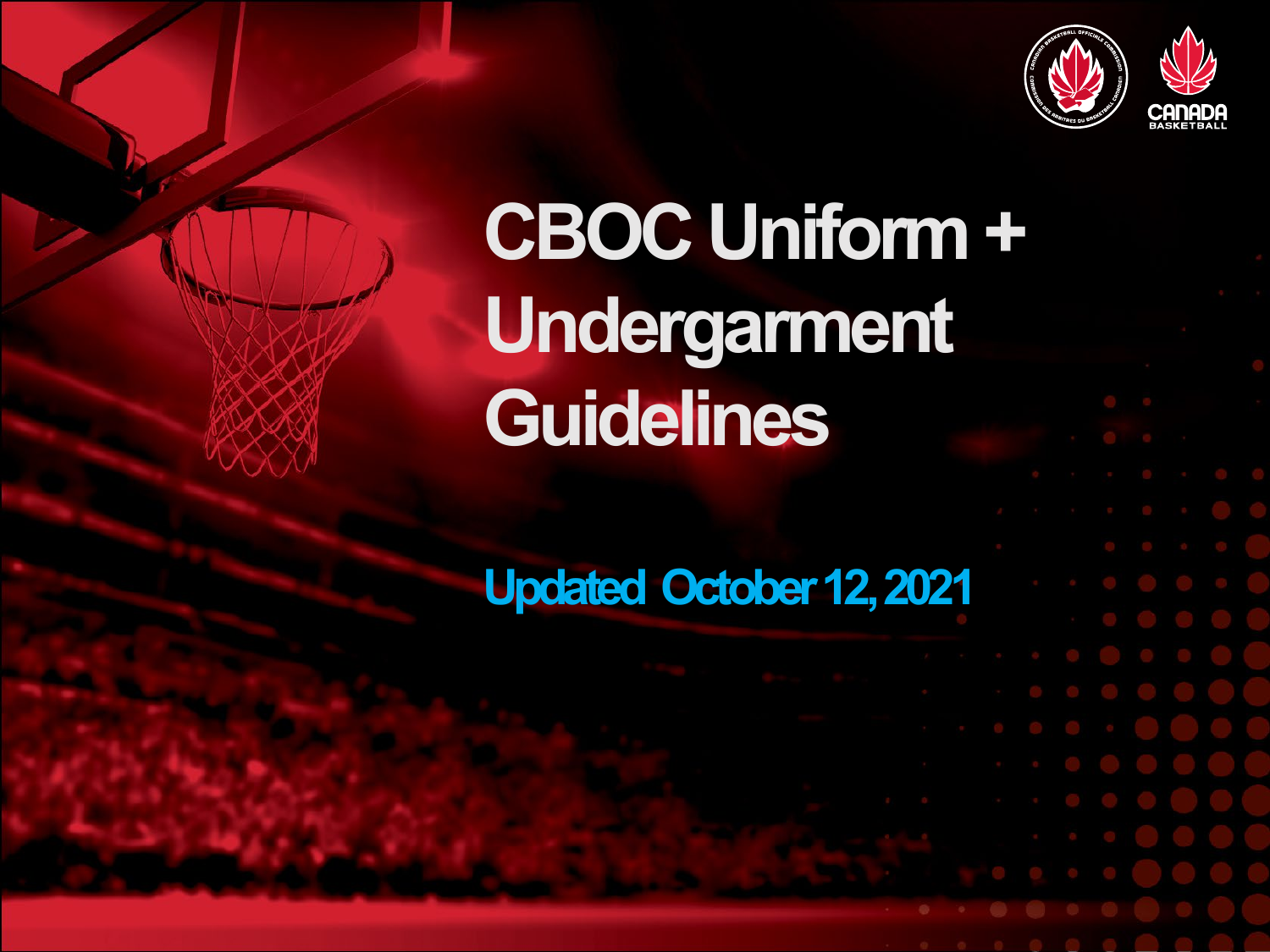# CBOC Uniform + Undergarment Guidelines

Updated October 12, 2021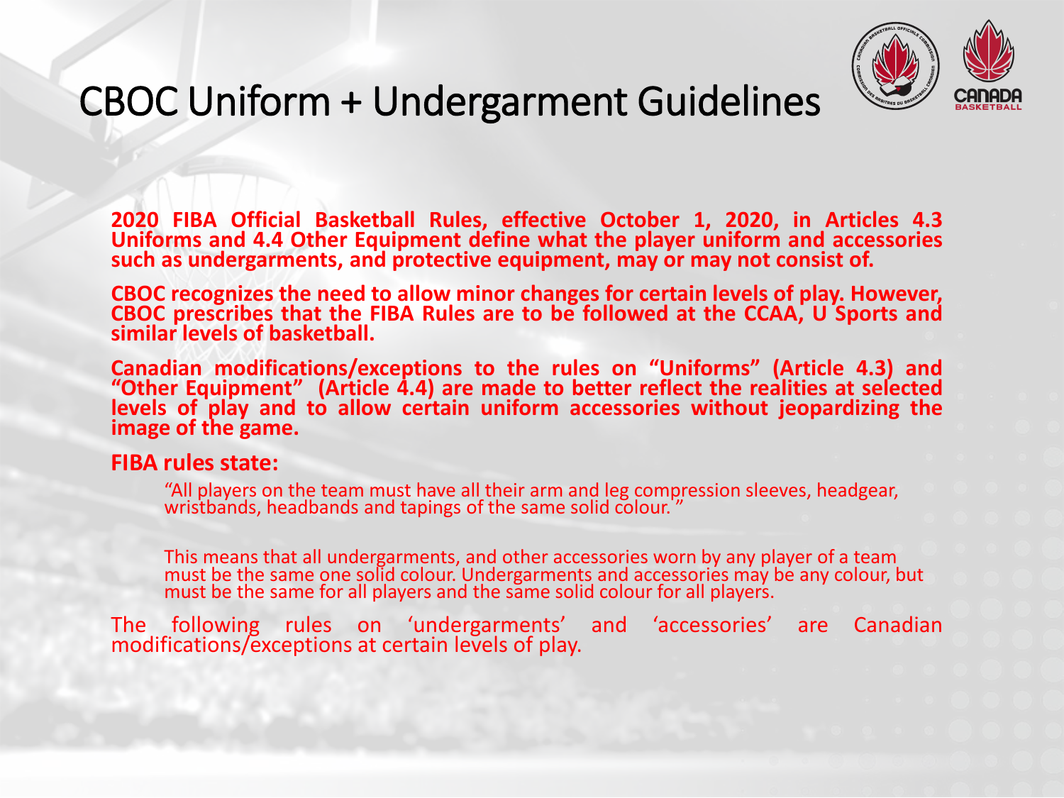# CBOC Uniform + Undergarment Guidelines

**2020 FIBA Official Basketball Rules, effective October 1, 2020, in Articles 4.3 Uniforms and 4.4 Other Equipment define what the player uniform and accessories such as undergarments, and protective equipment, may or may not consist of.**

**CBOC recognizes the need to allow minor changes for certain levels of play. However, CBOC prescribes that the FIBA Rules are to be followed at the CCAA, U Sports and similar levels of basketball.**

**Canadian modifications/exceptions to the rules on "Uniforms" (Article 4.3) and "Other Equipment" (Article 4.4) are made to better reflect the realities at selected levels of play and to allow certain uniform accessories without jeopardizing the image of the game.**

**FIBA rules state:**

> "All players on the team must have all their arm and leg compression sleeves, headgear, wristbands, headbands and tapings of the same solid colour."
>
> This means that all undergarments, and other accessories worn by any player of a team must be the same one solid colour. Undergarments and accessories may be any colour, but must be the same for all players and the same solid colour for all players.

The following rules on 'undergarments' and 'accessories' are Canadian modifications/exceptions at certain levels of play.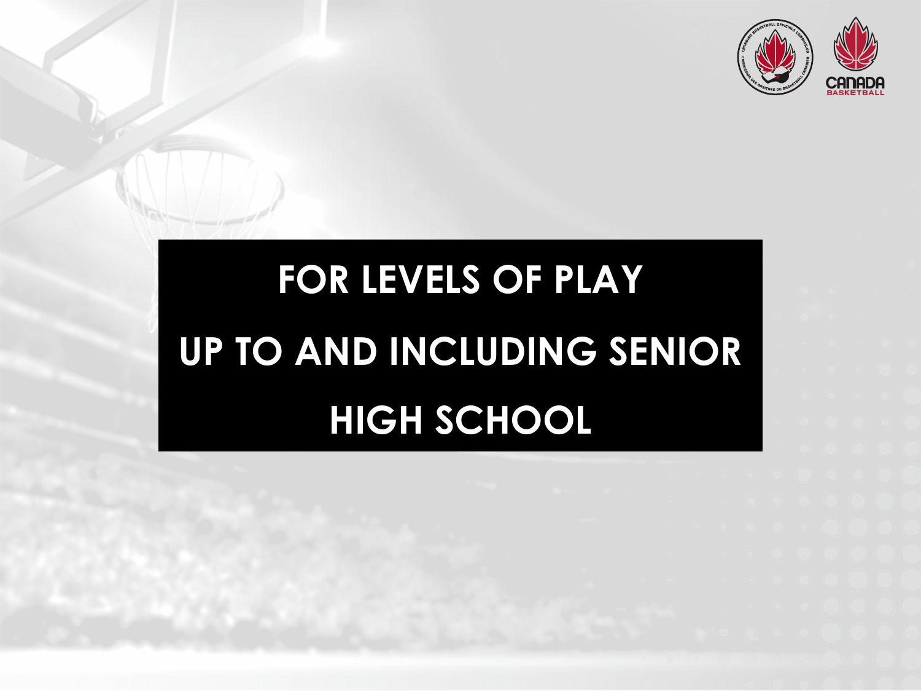# FOR LEVELS OF PLAY UP TO AND INCLUDING SENIOR HIGH SCHOOL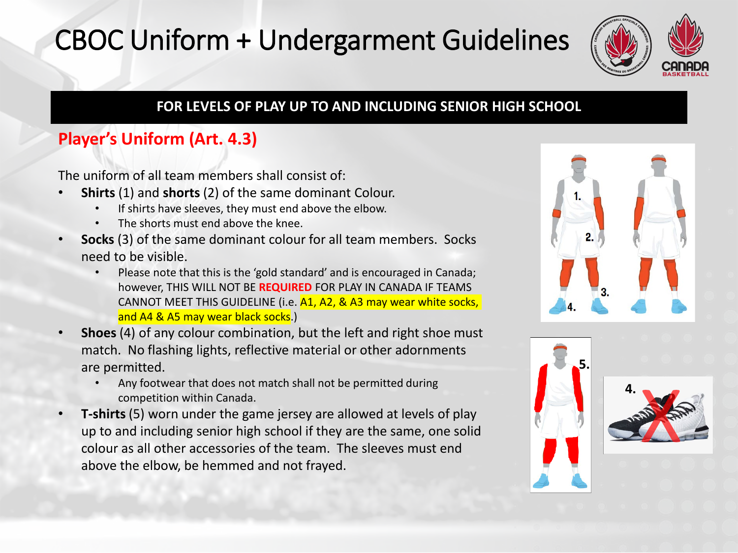# CBOC Uniform + Undergarment Guidelines

**FOR LEVELS OF PLAY UP TO AND INCLUDING SENIOR HIGH SCHOOL**

## Player's Uniform (Art. 4.3)

The uniform of all team members shall consist of:

- **Shirts** (1) and **shorts** (2) of the same dominant Colour.
  - If shirts have sleeves, they must end above the elbow.
  - The shorts must end above the knee.
- **Socks** (3) of the same dominant colour for all team members. Socks need to be visible.
  - Please note that this is the 'gold standard' and is encouraged in Canada; however, THIS WILL NOT BE **REQUIRED** FOR PLAY IN CANADA IF TEAMS CANNOT MEET THIS GUIDELINE (i.e. A1, A2, & A3 may wear white socks, and A4 & A5 may wear black socks.)
- **Shoes** (4) of any colour combination, but the left and right shoe must match. No flashing lights, reflective material or other adornments are permitted.
  - Any footwear that does not match shall not be permitted during competition within Canada.
- **T-shirts** (5) worn under the game jersey are allowed at levels of play up to and including senior high school if they are the same, one solid colour as all other accessories of the team. The sleeves must end above the elbow, be hemmed and not frayed.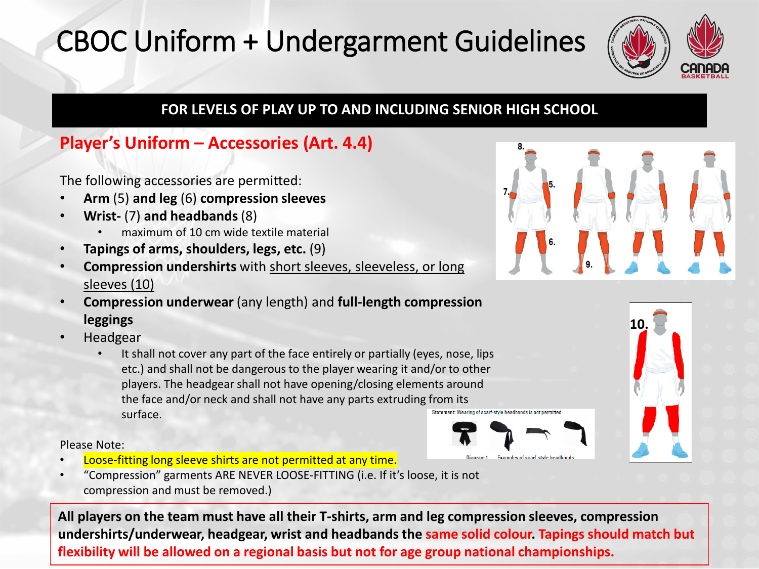# CBOC Uniform + Undergarment Guidelines

**FOR LEVELS OF PLAY UP TO AND INCLUDING SENIOR HIGH SCHOOL**

## Player's Uniform – Accessories (Art. 4.4)

The following accessories are permitted:

- **Arm** (5) **and leg** (6) **compression sleeves**
- **Wrist-** (7) **and headbands** (8)
  - maximum of 10 cm wide textile material
- **Tapings of arms, shoulders, legs, etc.** (9)
- **Compression undershirts** with short sleeves, sleeveless, or long sleeves (10)
- **Compression underwear** (any length) and **full-length compression leggings**
- Headgear
  - It shall not cover any part of the face entirely or partially (eyes, nose, lips etc.) and shall not be dangerous to the player wearing it and/or to other players. The headgear shall not have opening/closing elements around the face and/or neck and shall not have any parts extruding from its surface.

Statement: Wearing of scarf-style headbands is not permitted.

Diagram 1 Examples of scarf-style headbands

Please Note:

- Loose-fitting long sleeve shirts are not permitted at any time.
- "Compression" garments ARE NEVER LOOSE-FITTING (i.e. If it's loose, it is not compression and must be removed.)

**All players on the team must have all their T-shirts, arm and leg compression sleeves, compression undershirts/underwear, headgear, wrist and headbands the same solid colour. Tapings should match but flexibility will be allowed on a regional basis but not for age group national championships.**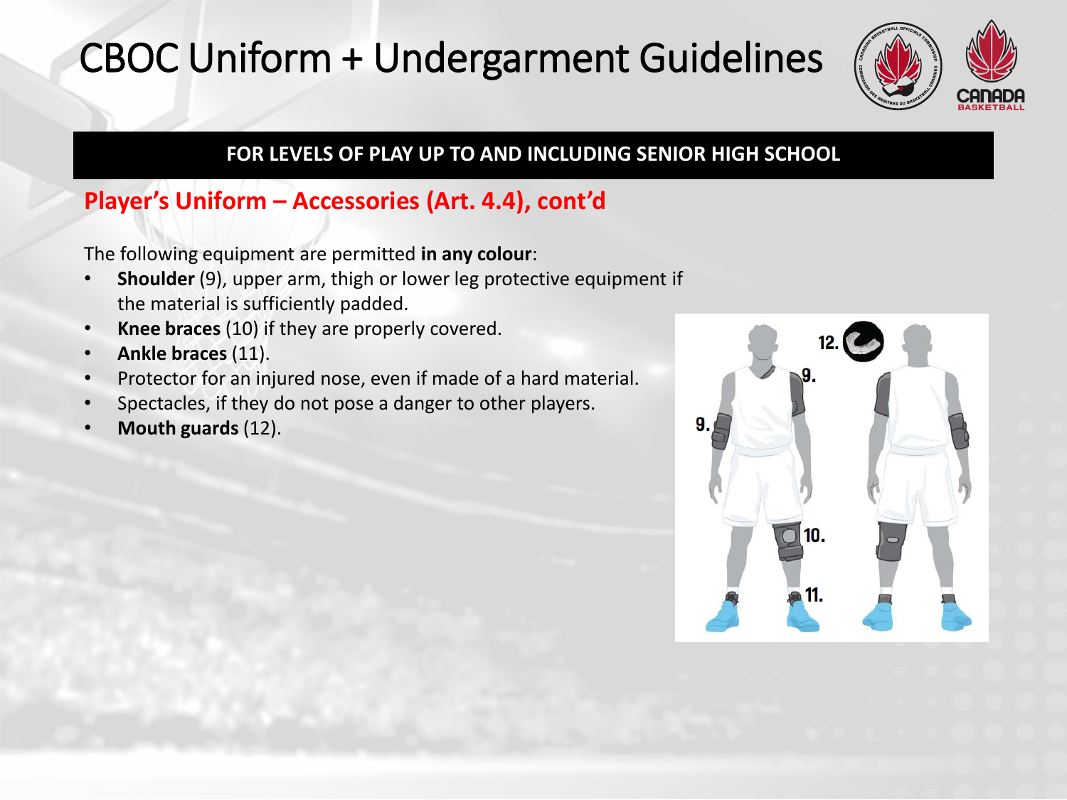# CBOC Uniform + Undergarment Guidelines

**FOR LEVELS OF PLAY UP TO AND INCLUDING SENIOR HIGH SCHOOL**

## Player's Uniform – Accessories (Art. 4.4), cont'd

The following equipment are permitted **in any colour**:

- **Shoulder** (9), upper arm, thigh or lower leg protective equipment if the material is sufficiently padded.
- **Knee braces** (10) if they are properly covered.
- **Ankle braces** (11).
- Protector for an injured nose, even if made of a hard material.
- Spectacles, if they do not pose a danger to other players.
- **Mouth guards** (12).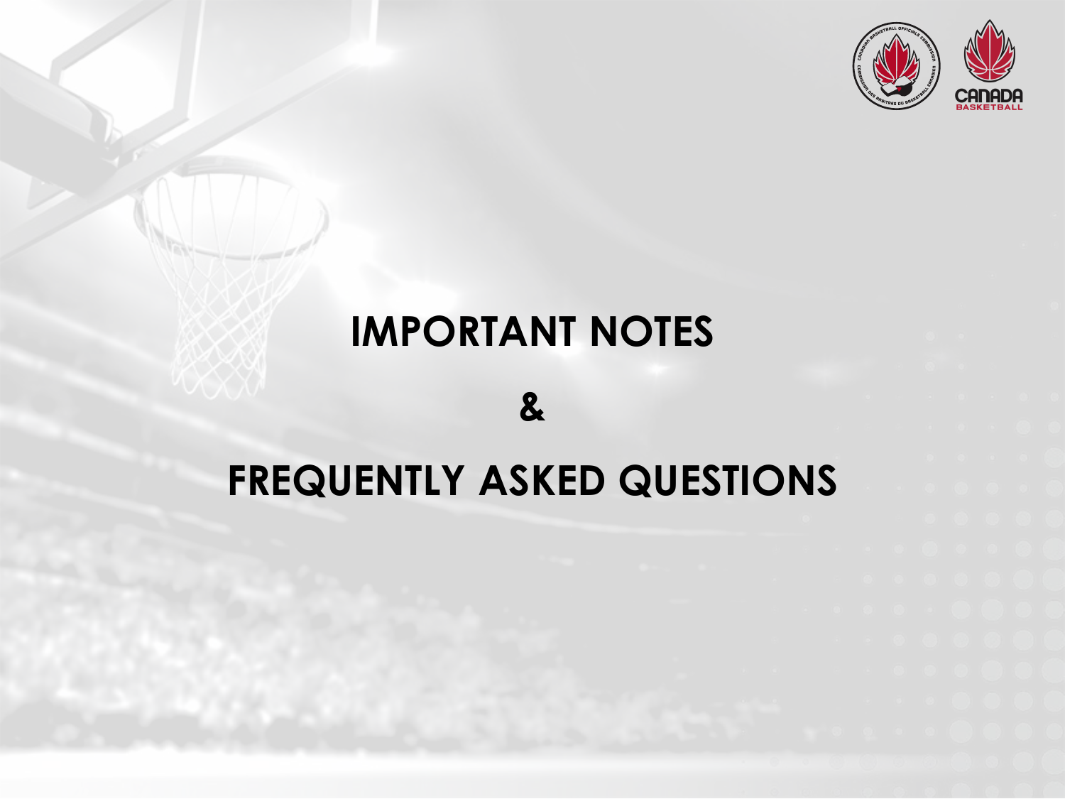# IMPORTANT NOTES

# &

# FREQUENTLY ASKED QUESTIONS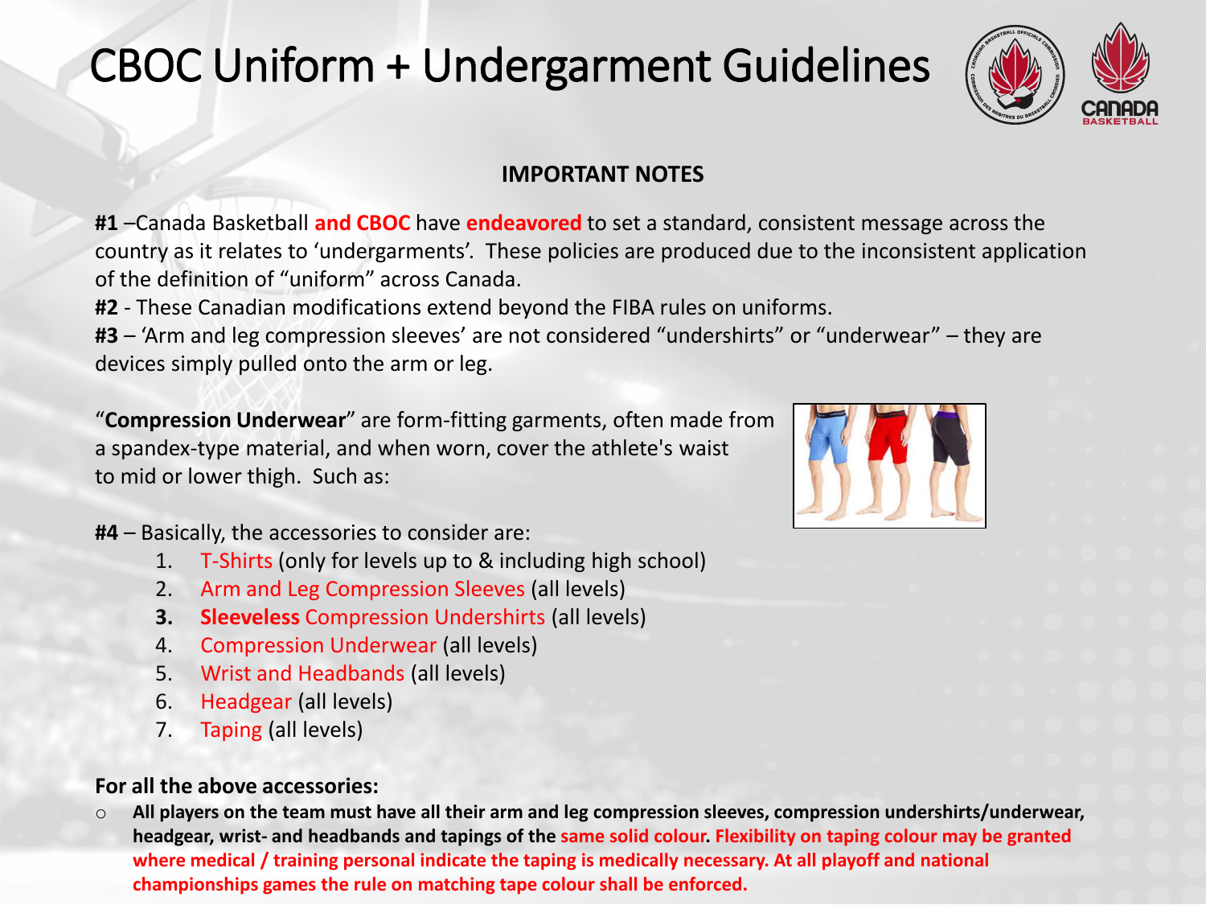# CBOC Uniform + Undergarment Guidelines

## IMPORTANT NOTES

**#1** –Canada Basketball **and CBOC** have **endeavored** to set a standard, consistent message across the country as it relates to 'undergarments'. These policies are produced due to the inconsistent application of the definition of "uniform" across Canada.

**#2** - These Canadian modifications extend beyond the FIBA rules on uniforms.

**#3** – 'Arm and leg compression sleeves' are not considered "undershirts" or "underwear" – they are devices simply pulled onto the arm or leg.

"**Compression Underwear**" are form-fitting garments, often made from a spandex-type material, and when worn, cover the athlete's waist to mid or lower thigh. Such as:

**#4** – Basically, the accessories to consider are:

1. T-Shirts (only for levels up to & including high school)
2. Arm and Leg Compression Sleeves (all levels)
3. **Sleeveless** Compression Undershirts (all levels)
4. Compression Underwear (all levels)
5. Wrist and Headbands (all levels)
6. Headgear (all levels)
7. Taping (all levels)

**For all the above accessories:**

- **All players on the team must have all their arm and leg compression sleeves, compression undershirts/underwear, headgear, wrist- and headbands and tapings of the same solid colour. Flexibility on taping colour may be granted where medical / training personal indicate the taping is medically necessary. At all playoff and national championships games the rule on matching tape colour shall be enforced.**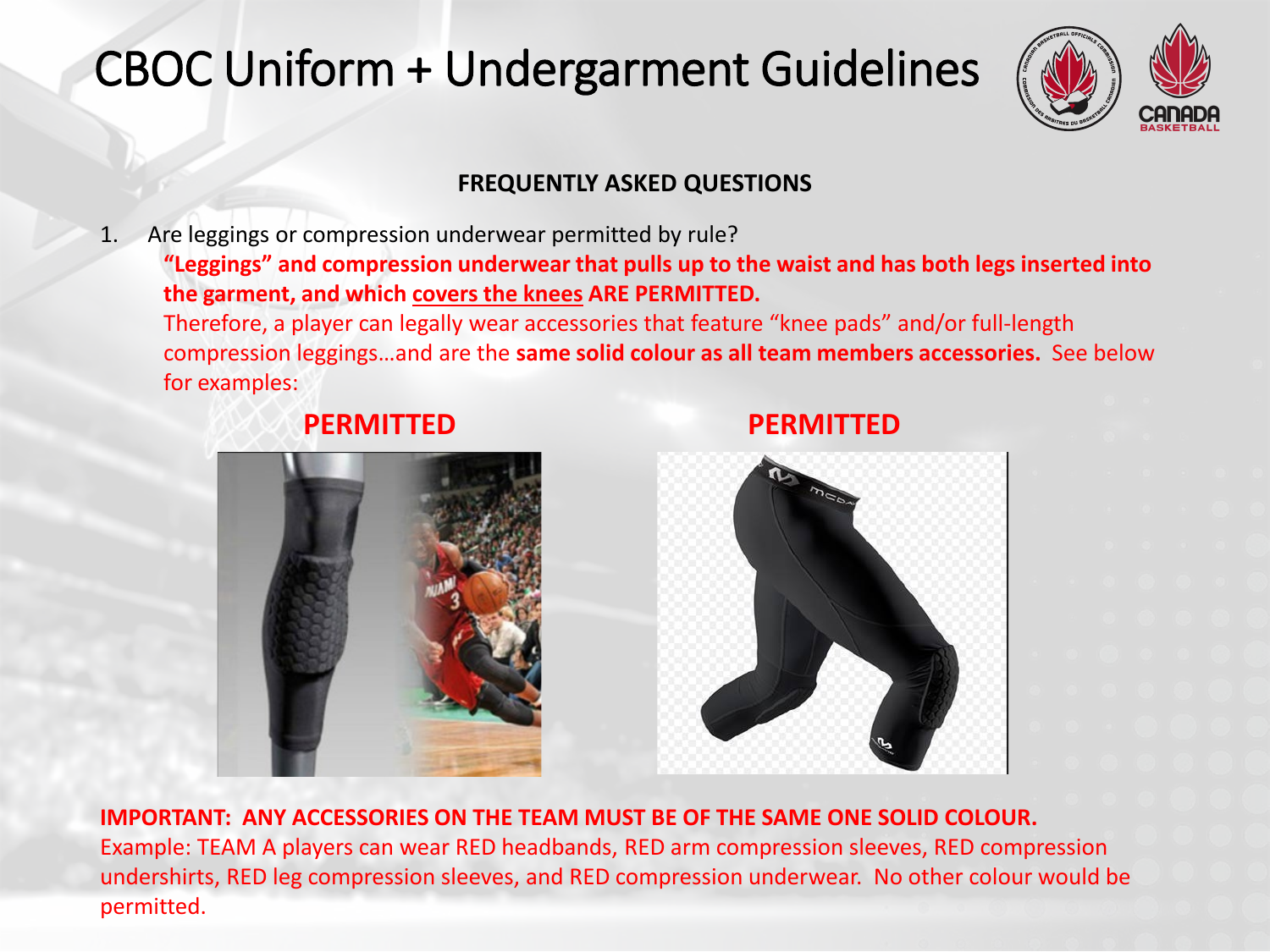# CBOC Uniform + Undergarment Guidelines

**FREQUENTLY ASKED QUESTIONS**

1. Are leggings or compression underwear permitted by rule?

   **"Leggings" and compression underwear that pulls up to the waist and has both legs inserted into the garment, and which <u>covers the knees</u> ARE PERMITTED.**

   Therefore, a player can legally wear accessories that feature "knee pads" and/or full-length compression leggings…and are the **same solid colour as all team members accessories.** See below for examples:

**PERMITTED** | **PERMITTED**

**IMPORTANT: ANY ACCESSORIES ON THE TEAM MUST BE OF THE SAME ONE SOLID COLOUR.**

Example: TEAM A players can wear RED headbands, RED arm compression sleeves, RED compression undershirts, RED leg compression sleeves, and RED compression underwear. No other colour would be permitted.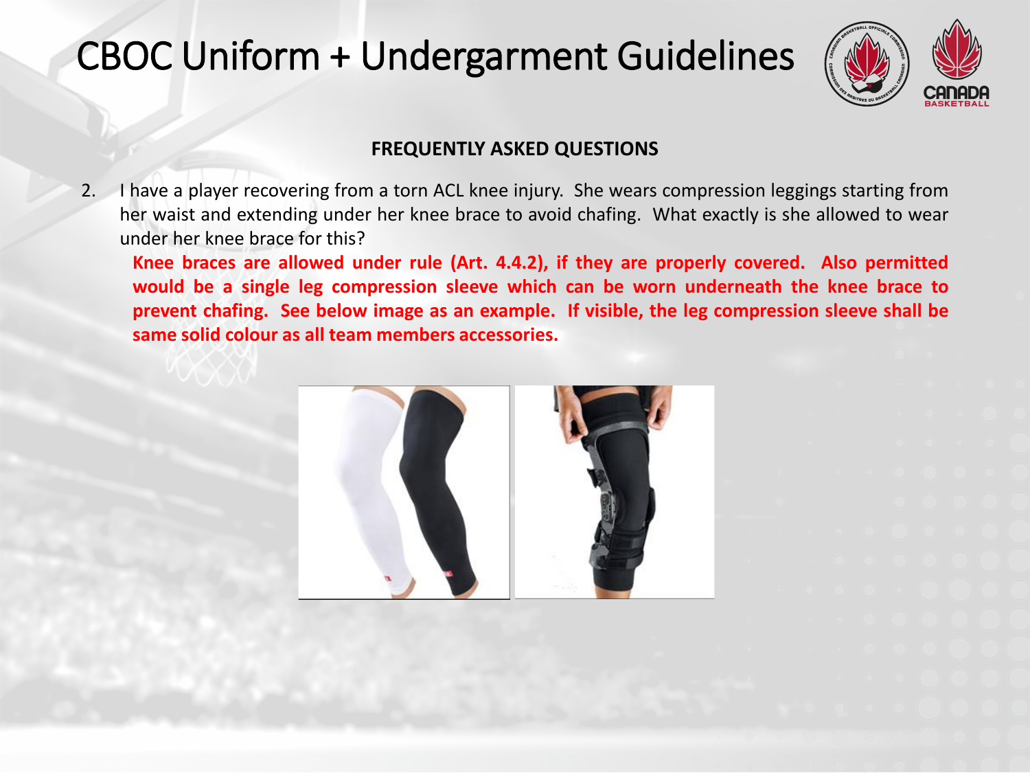# CBOC Uniform + Undergarment Guidelines

**FREQUENTLY ASKED QUESTIONS**

2. I have a player recovering from a torn ACL knee injury. She wears compression leggings starting from her waist and extending under her knee brace to avoid chafing. What exactly is she allowed to wear under her knee brace for this?

   **Knee braces are allowed under rule (Art. 4.4.2), if they are properly covered. Also permitted would be a single leg compression sleeve which can be worn underneath the knee brace to prevent chafing. See below image as an example. If visible, the leg compression sleeve shall be same solid colour as all team members accessories.**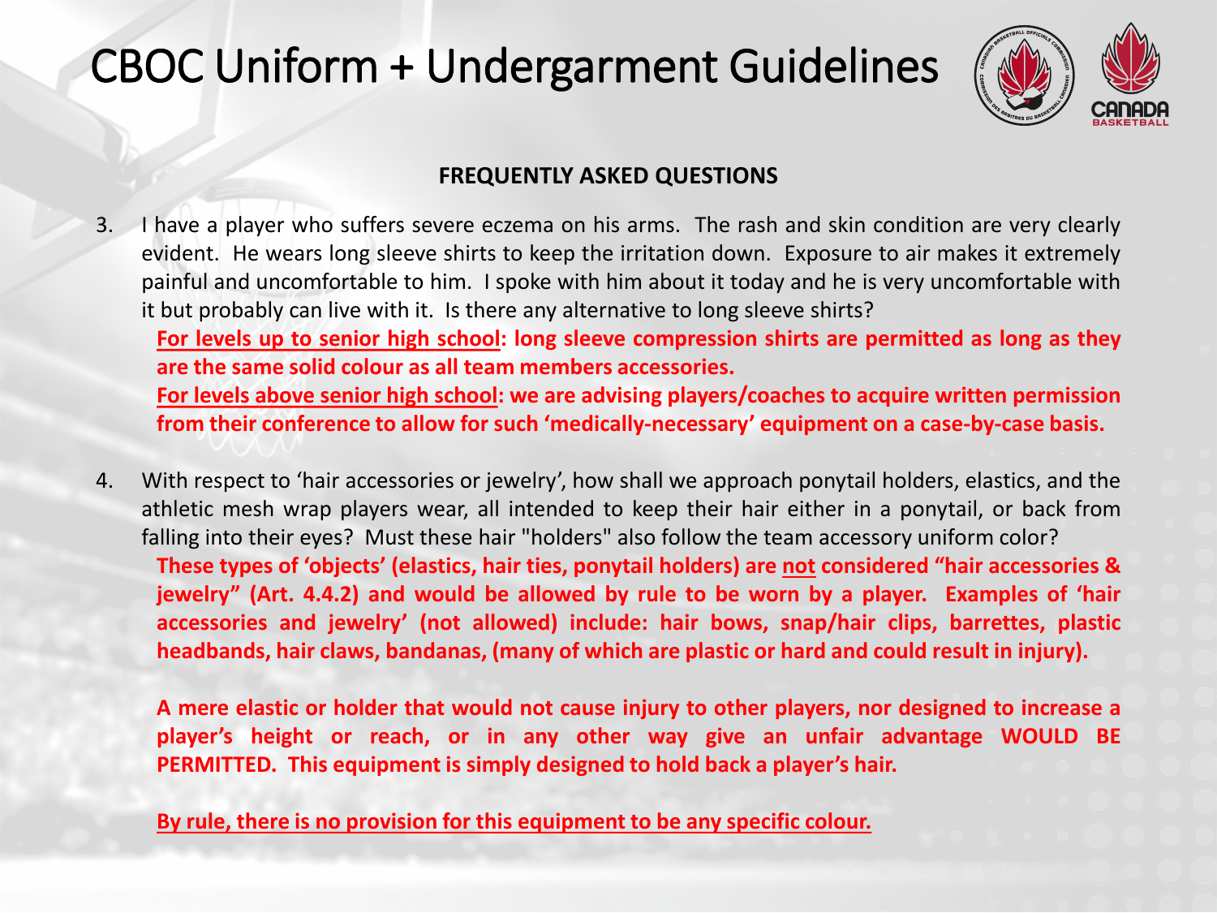# CBOC Uniform + Undergarment Guidelines

## FREQUENTLY ASKED QUESTIONS

3. I have a player who suffers severe eczema on his arms. The rash and skin condition are very clearly evident. He wears long sleeve shirts to keep the irritation down. Exposure to air makes it extremely painful and uncomfortable to him. I spoke with him about it today and he is very uncomfortable with it but probably can live with it. Is there any alternative to long sleeve shirts?

   **<u>For levels up to senior high school</u>: long sleeve compression shirts are permitted as long as they are the same solid colour as all team members accessories.**

   **<u>For levels above senior high school</u>: we are advising players/coaches to acquire written permission from their conference to allow for such 'medically-necessary' equipment on a case-by-case basis.**

4. With respect to 'hair accessories or jewelry', how shall we approach ponytail holders, elastics, and the athletic mesh wrap players wear, all intended to keep their hair either in a ponytail, or back from falling into their eyes? Must these hair "holders" also follow the team accessory uniform color?

   **These types of 'objects' (elastics, hair ties, ponytail holders) are <u>not</u> considered "hair accessories & jewelry" (Art. 4.4.2) and would be allowed by rule to be worn by a player. Examples of 'hair accessories and jewelry' (not allowed) include: hair bows, snap/hair clips, barrettes, plastic headbands, hair claws, bandanas, (many of which are plastic or hard and could result in injury).**

   **A mere elastic or holder that would not cause injury to other players, nor designed to increase a player's height or reach, or in any other way give an unfair advantage WOULD BE PERMITTED. This equipment is simply designed to hold back a player's hair.**

   **<u>By rule, there is no provision for this equipment to be any specific colour.</u>**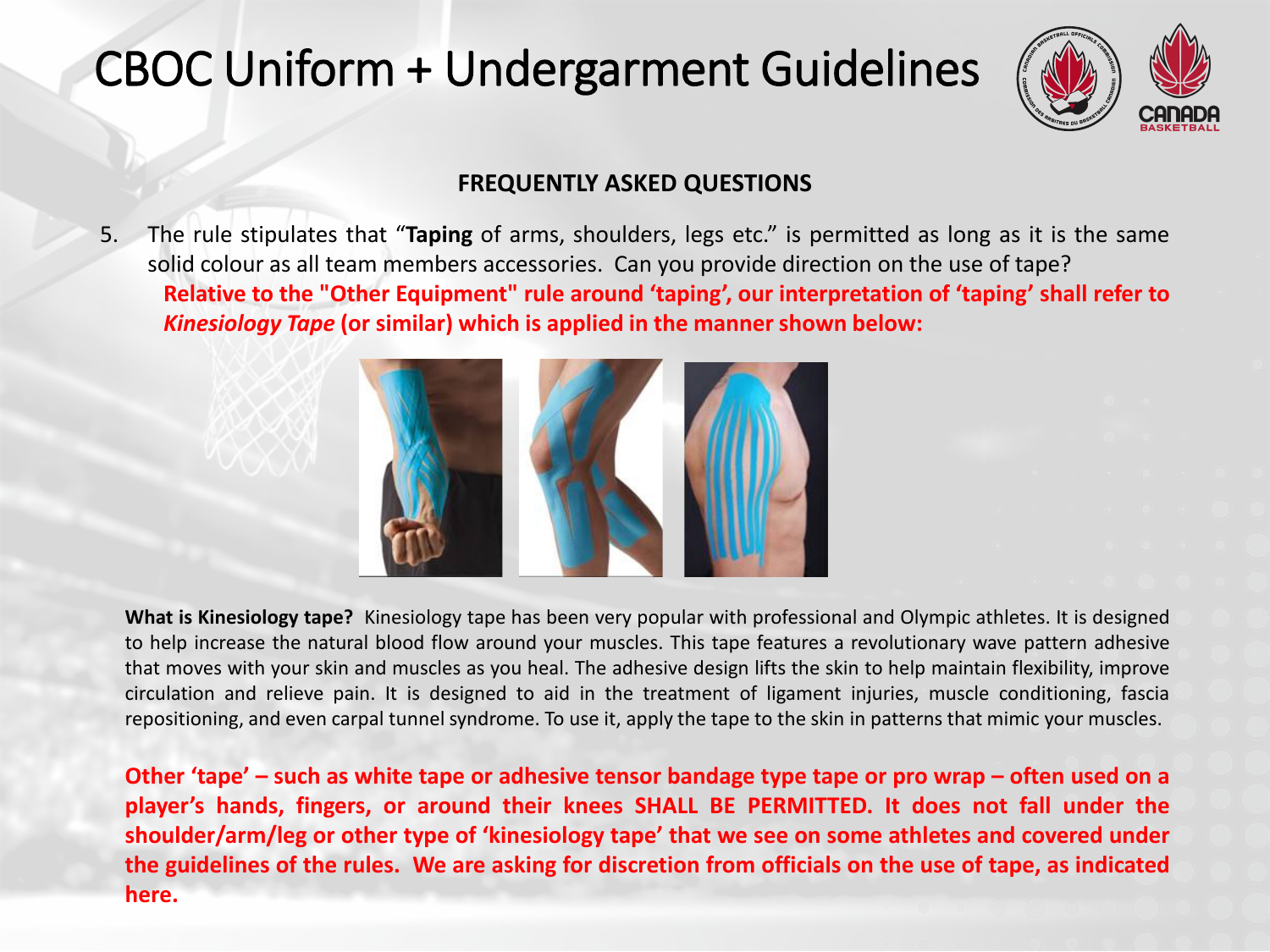# CBOC Uniform + Undergarment Guidelines

### FREQUENTLY ASKED QUESTIONS

5. The rule stipulates that "**Taping** of arms, shoulders, legs etc." is permitted as long as it is the same solid colour as all team members accessories. Can you provide direction on the use of tape?
   **Relative to the "Other Equipment" rule around 'taping', our interpretation of 'taping' shall refer to *Kinesiology Tape* (or similar) which is applied in the manner shown below:**

**What is Kinesiology tape?** Kinesiology tape has been very popular with professional and Olympic athletes. It is designed to help increase the natural blood flow around your muscles. This tape features a revolutionary wave pattern adhesive that moves with your skin and muscles as you heal. The adhesive design lifts the skin to help maintain flexibility, improve circulation and relieve pain. It is designed to aid in the treatment of ligament injuries, muscle conditioning, fascia repositioning, and even carpal tunnel syndrome. To use it, apply the tape to the skin in patterns that mimic your muscles.

**Other 'tape' – such as white tape or adhesive tensor bandage type tape or pro wrap – often used on a player's hands, fingers, or around their knees SHALL BE PERMITTED. It does not fall under the shoulder/arm/leg or other type of 'kinesiology tape' that we see on some athletes and covered under the guidelines of the rules. We are asking for discretion from officials on the use of tape, as indicated here.**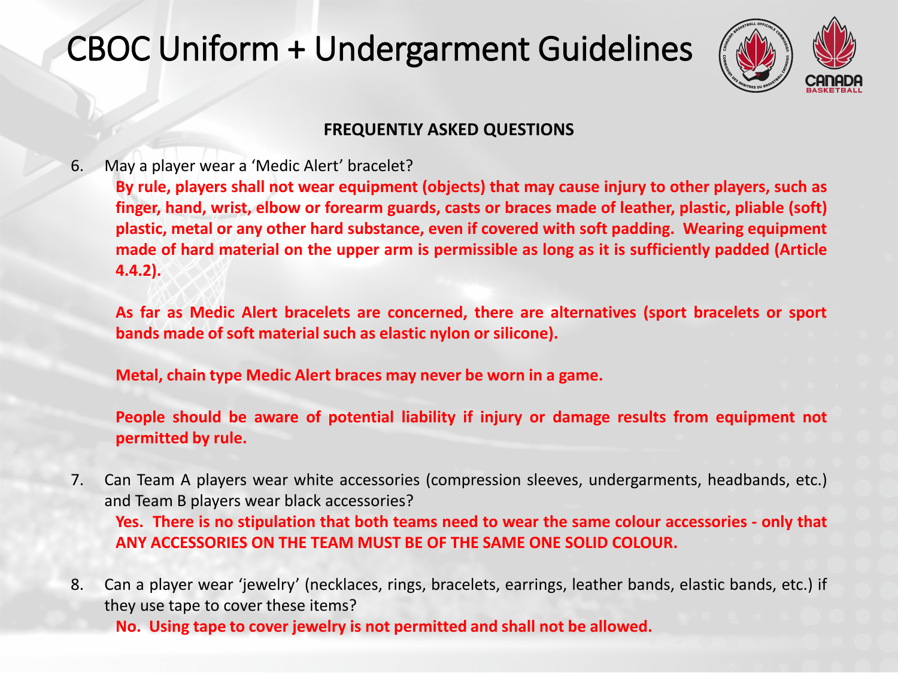# CBOC Uniform + Undergarment Guidelines

**FREQUENTLY ASKED QUESTIONS**

6. May a player wear a 'Medic Alert' bracelet?

   **By rule, players shall not wear equipment (objects) that may cause injury to other players, such as finger, hand, wrist, elbow or forearm guards, casts or braces made of leather, plastic, pliable (soft) plastic, metal or any other hard substance, even if covered with soft padding. Wearing equipment made of hard material on the upper arm is permissible as long as it is sufficiently padded (Article 4.4.2).**

   **As far as Medic Alert bracelets are concerned, there are alternatives (sport bracelets or sport bands made of soft material such as elastic nylon or silicone).**

   **Metal, chain type Medic Alert braces may never be worn in a game.**

   **People should be aware of potential liability if injury or damage results from equipment not permitted by rule.**

7. Can Team A players wear white accessories (compression sleeves, undergarments, headbands, etc.) and Team B players wear black accessories?

   **Yes. There is no stipulation that both teams need to wear the same colour accessories - only that ANY ACCESSORIES ON THE TEAM MUST BE OF THE SAME ONE SOLID COLOUR.**

8. Can a player wear 'jewelry' (necklaces, rings, bracelets, earrings, leather bands, elastic bands, etc.) if they use tape to cover these items?

   **No. Using tape to cover jewelry is not permitted and shall not be allowed.**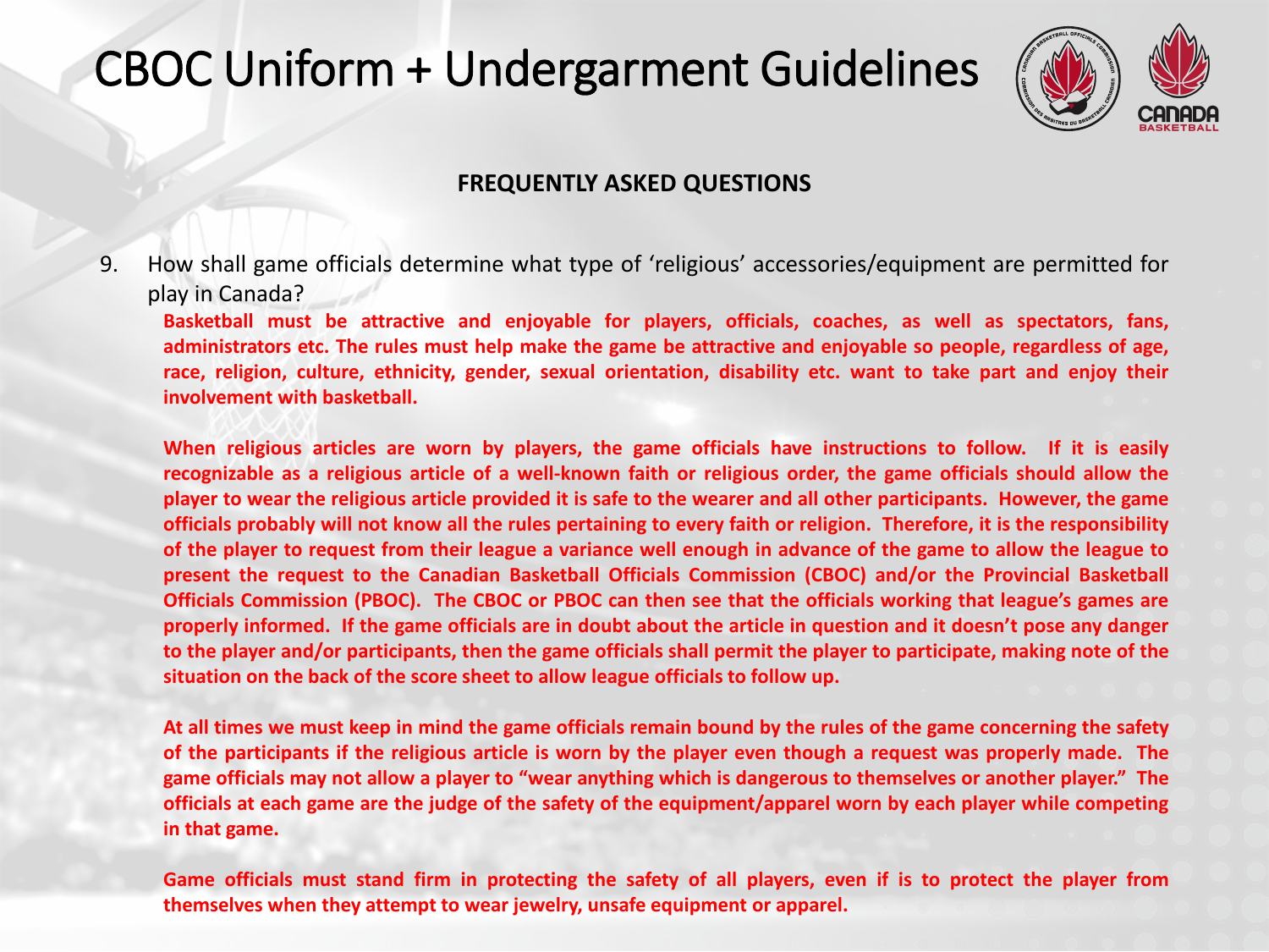# CBOC Uniform + Undergarment Guidelines

**FREQUENTLY ASKED QUESTIONS**

9. How shall game officials determine what type of 'religious' accessories/equipment are permitted for play in Canada?

**Basketball must be attractive and enjoyable for players, officials, coaches, as well as spectators, fans, administrators etc. The rules must help make the game be attractive and enjoyable so people, regardless of age, race, religion, culture, ethnicity, gender, sexual orientation, disability etc. want to take part and enjoy their involvement with basketball.**

**When religious articles are worn by players, the game officials have instructions to follow. If it is easily recognizable as a religious article of a well-known faith or religious order, the game officials should allow the player to wear the religious article provided it is safe to the wearer and all other participants. However, the game officials probably will not know all the rules pertaining to every faith or religion. Therefore, it is the responsibility of the player to request from their league a variance well enough in advance of the game to allow the league to present the request to the Canadian Basketball Officials Commission (CBOC) and/or the Provincial Basketball Officials Commission (PBOC). The CBOC or PBOC can then see that the officials working that league's games are properly informed. If the game officials are in doubt about the article in question and it doesn't pose any danger to the player and/or participants, then the game officials shall permit the player to participate, making note of the situation on the back of the score sheet to allow league officials to follow up.**

**At all times we must keep in mind the game officials remain bound by the rules of the game concerning the safety of the participants if the religious article is worn by the player even though a request was properly made. The game officials may not allow a player to "wear anything which is dangerous to themselves or another player." The officials at each game are the judge of the safety of the equipment/apparel worn by each player while competing in that game.**

**Game officials must stand firm in protecting the safety of all players, even if is to protect the player from themselves when they attempt to wear jewelry, unsafe equipment or apparel.**